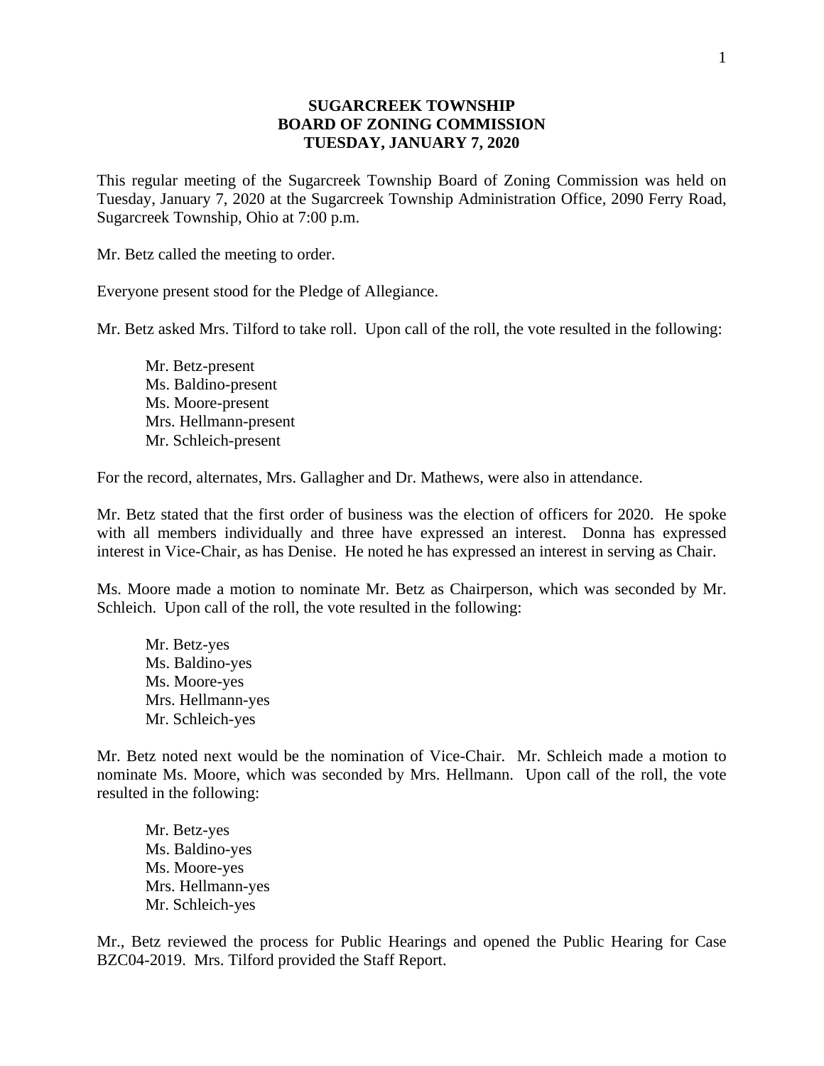# SUGARCREEK TOWNSHIP
# BOARD OF ZONING COMMISSION
# TUESDAY, JANUARY 7, 2020

This regular meeting of the Sugarcreek Township Board of Zoning Commission was held on Tuesday, January 7, 2020 at the Sugarcreek Township Administration Office, 2090 Ferry Road, Sugarcreek Township, Ohio at 7:00 p.m.

Mr. Betz called the meeting to order.

Everyone present stood for the Pledge of Allegiance.

Mr. Betz asked Mrs. Tilford to take roll. Upon call of the roll, the vote resulted in the following:

Mr. Betz-present
Ms. Baldino-present
Ms. Moore-present
Mrs. Hellmann-present
Mr. Schleich-present

For the record, alternates, Mrs. Gallagher and Dr. Mathews, were also in attendance.

Mr. Betz stated that the first order of business was the election of officers for 2020. He spoke with all members individually and three have expressed an interest. Donna has expressed interest in Vice-Chair, as has Denise. He noted he has expressed an interest in serving as Chair.

Ms. Moore made a motion to nominate Mr. Betz as Chairperson, which was seconded by Mr. Schleich. Upon call of the roll, the vote resulted in the following:

Mr. Betz-yes
Ms. Baldino-yes
Ms. Moore-yes
Mrs. Hellmann-yes
Mr. Schleich-yes

Mr. Betz noted next would be the nomination of Vice-Chair. Mr. Schleich made a motion to nominate Ms. Moore, which was seconded by Mrs. Hellmann. Upon call of the roll, the vote resulted in the following:

Mr. Betz-yes
Ms. Baldino-yes
Ms. Moore-yes
Mrs. Hellmann-yes
Mr. Schleich-yes

Mr., Betz reviewed the process for Public Hearings and opened the Public Hearing for Case BZC04-2019. Mrs. Tilford provided the Staff Report.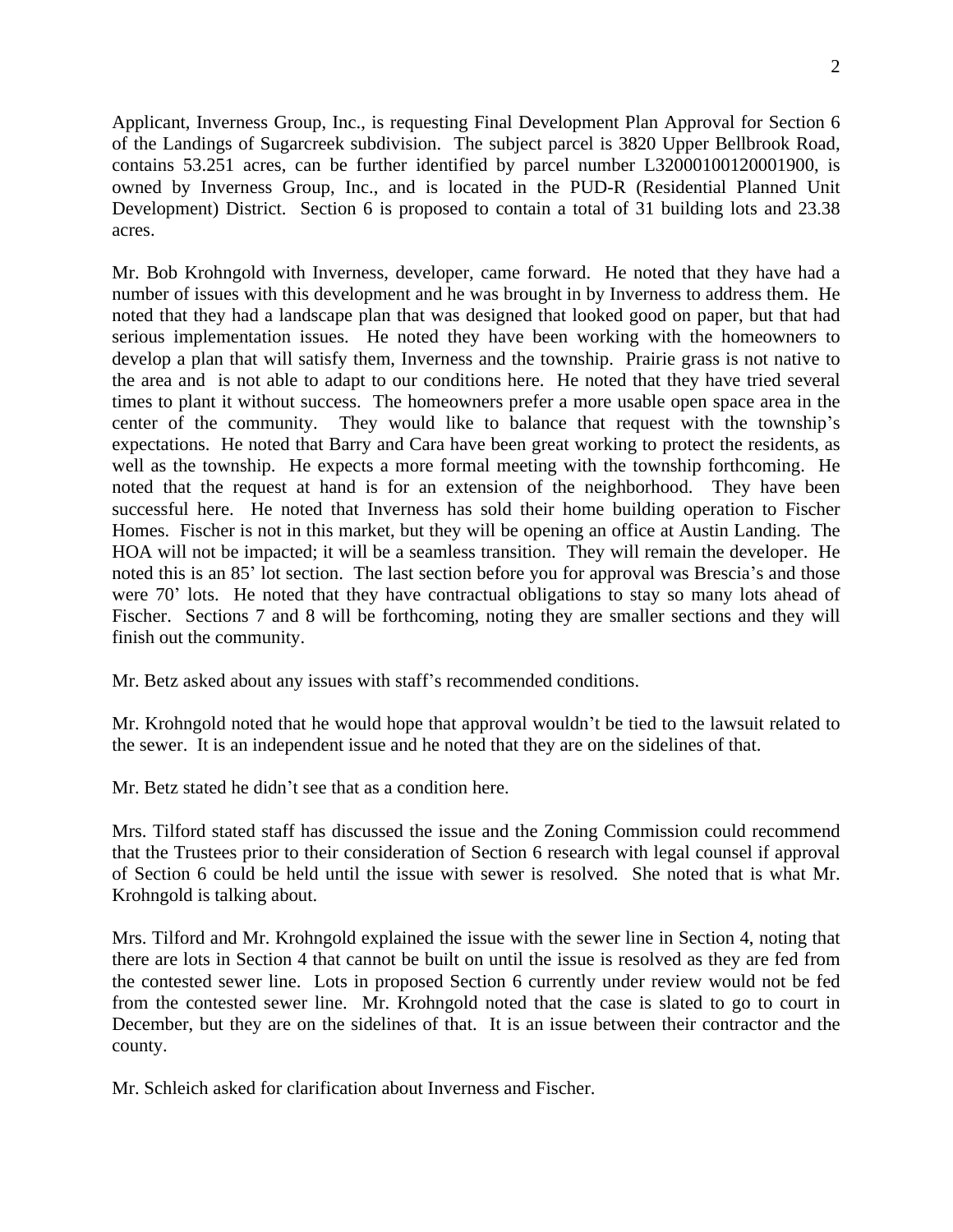Applicant, Inverness Group, Inc., is requesting Final Development Plan Approval for Section 6 of the Landings of Sugarcreek subdivision. The subject parcel is 3820 Upper Bellbrook Road, contains 53.251 acres, can be further identified by parcel number L32000100120001900, is owned by Inverness Group, Inc., and is located in the PUD-R (Residential Planned Unit Development) District. Section 6 is proposed to contain a total of 31 building lots and 23.38 acres.

Mr. Bob Krohngold with Inverness, developer, came forward. He noted that they have had a number of issues with this development and he was brought in by Inverness to address them. He noted that they had a landscape plan that was designed that looked good on paper, but that had serious implementation issues. He noted they have been working with the homeowners to develop a plan that will satisfy them, Inverness and the township. Prairie grass is not native to the area and is not able to adapt to our conditions here. He noted that they have tried several times to plant it without success. The homeowners prefer a more usable open space area in the center of the community. They would like to balance that request with the township's expectations. He noted that Barry and Cara have been great working to protect the residents, as well as the township. He expects a more formal meeting with the township forthcoming. He noted that the request at hand is for an extension of the neighborhood. They have been successful here. He noted that Inverness has sold their home building operation to Fischer Homes. Fischer is not in this market, but they will be opening an office at Austin Landing. The HOA will not be impacted; it will be a seamless transition. They will remain the developer. He noted this is an 85' lot section. The last section before you for approval was Brescia's and those were 70' lots. He noted that they have contractual obligations to stay so many lots ahead of Fischer. Sections 7 and 8 will be forthcoming, noting they are smaller sections and they will finish out the community.

Mr. Betz asked about any issues with staff's recommended conditions.

Mr. Krohngold noted that he would hope that approval wouldn't be tied to the lawsuit related to the sewer. It is an independent issue and he noted that they are on the sidelines of that.

Mr. Betz stated he didn't see that as a condition here.

Mrs. Tilford stated staff has discussed the issue and the Zoning Commission could recommend that the Trustees prior to their consideration of Section 6 research with legal counsel if approval of Section 6 could be held until the issue with sewer is resolved. She noted that is what Mr. Krohngold is talking about.

Mrs. Tilford and Mr. Krohngold explained the issue with the sewer line in Section 4, noting that there are lots in Section 4 that cannot be built on until the issue is resolved as they are fed from the contested sewer line. Lots in proposed Section 6 currently under review would not be fed from the contested sewer line. Mr. Krohngold noted that the case is slated to go to court in December, but they are on the sidelines of that. It is an issue between their contractor and the county.

Mr. Schleich asked for clarification about Inverness and Fischer.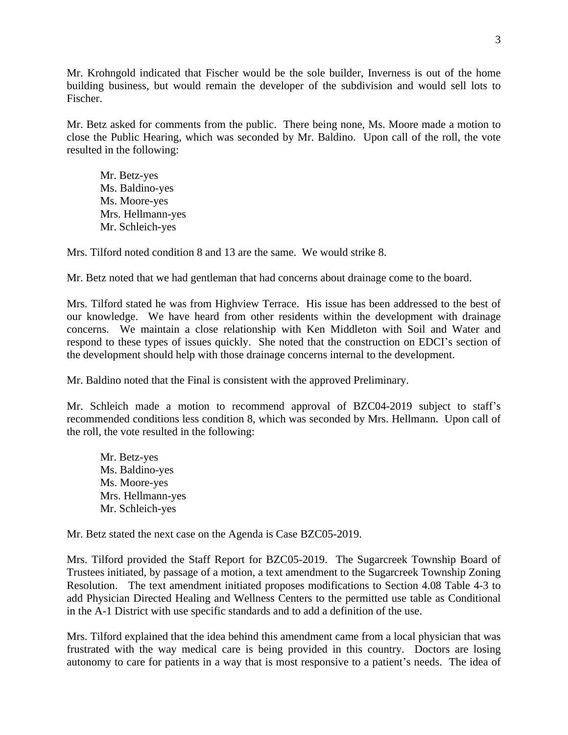Mr. Krohngold indicated that Fischer would be the sole builder, Inverness is out of the home building business, but would remain the developer of the subdivision and would sell lots to Fischer.

Mr. Betz asked for comments from the public. There being none, Ms. Moore made a motion to close the Public Hearing, which was seconded by Mr. Baldino. Upon call of the roll, the vote resulted in the following:

Mr. Betz-yes  
Ms. Baldino-yes  
Ms. Moore-yes  
Mrs. Hellmann-yes  
Mr. Schleich-yes

Mrs. Tilford noted condition 8 and 13 are the same. We would strike 8.

Mr. Betz noted that we had gentleman that had concerns about drainage come to the board.

Mrs. Tilford stated he was from Highview Terrace. His issue has been addressed to the best of our knowledge. We have heard from other residents within the development with drainage concerns. We maintain a close relationship with Ken Middleton with Soil and Water and respond to these types of issues quickly. She noted that the construction on EDCI's section of the development should help with those drainage concerns internal to the development.

Mr. Baldino noted that the Final is consistent with the approved Preliminary.

Mr. Schleich made a motion to recommend approval of BZC04-2019 subject to staff's recommended conditions less condition 8, which was seconded by Mrs. Hellmann. Upon call of the roll, the vote resulted in the following:

Mr. Betz-yes  
Ms. Baldino-yes  
Ms. Moore-yes  
Mrs. Hellmann-yes  
Mr. Schleich-yes

Mr. Betz stated the next case on the Agenda is Case BZC05-2019.

Mrs. Tilford provided the Staff Report for BZC05-2019. The Sugarcreek Township Board of Trustees initiated, by passage of a motion, a text amendment to the Sugarcreek Township Zoning Resolution. The text amendment initiated proposes modifications to Section 4.08 Table 4-3 to add Physician Directed Healing and Wellness Centers to the permitted use table as Conditional in the A-1 District with use specific standards and to add a definition of the use.

Mrs. Tilford explained that the idea behind this amendment came from a local physician that was frustrated with the way medical care is being provided in this country. Doctors are losing autonomy to care for patients in a way that is most responsive to a patient's needs. The idea of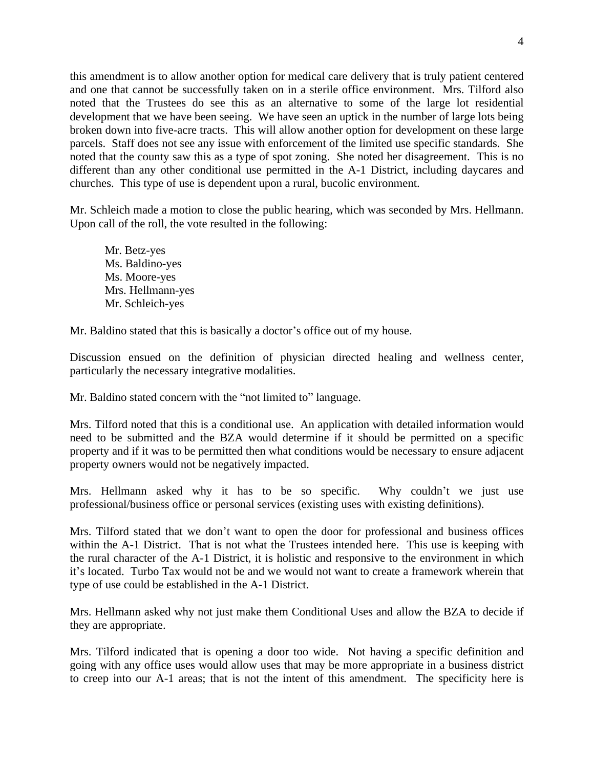this amendment is to allow another option for medical care delivery that is truly patient centered and one that cannot be successfully taken on in a sterile office environment. Mrs. Tilford also noted that the Trustees do see this as an alternative to some of the large lot residential development that we have been seeing. We have seen an uptick in the number of large lots being broken down into five-acre tracts. This will allow another option for development on these large parcels. Staff does not see any issue with enforcement of the limited use specific standards. She noted that the county saw this as a type of spot zoning. She noted her disagreement. This is no different than any other conditional use permitted in the A-1 District, including daycares and churches. This type of use is dependent upon a rural, bucolic environment.

Mr. Schleich made a motion to close the public hearing, which was seconded by Mrs. Hellmann. Upon call of the roll, the vote resulted in the following:

Mr. Betz-yes
Ms. Baldino-yes
Ms. Moore-yes
Mrs. Hellmann-yes
Mr. Schleich-yes

Mr. Baldino stated that this is basically a doctor's office out of my house.

Discussion ensued on the definition of physician directed healing and wellness center, particularly the necessary integrative modalities.

Mr. Baldino stated concern with the "not limited to" language.

Mrs. Tilford noted that this is a conditional use. An application with detailed information would need to be submitted and the BZA would determine if it should be permitted on a specific property and if it was to be permitted then what conditions would be necessary to ensure adjacent property owners would not be negatively impacted.

Mrs. Hellmann asked why it has to be so specific. Why couldn't we just use professional/business office or personal services (existing uses with existing definitions).

Mrs. Tilford stated that we don't want to open the door for professional and business offices within the A-1 District. That is not what the Trustees intended here. This use is keeping with the rural character of the A-1 District, it is holistic and responsive to the environment in which it's located. Turbo Tax would not be and we would not want to create a framework wherein that type of use could be established in the A-1 District.

Mrs. Hellmann asked why not just make them Conditional Uses and allow the BZA to decide if they are appropriate.

Mrs. Tilford indicated that is opening a door too wide. Not having a specific definition and going with any office uses would allow uses that may be more appropriate in a business district to creep into our A-1 areas; that is not the intent of this amendment. The specificity here is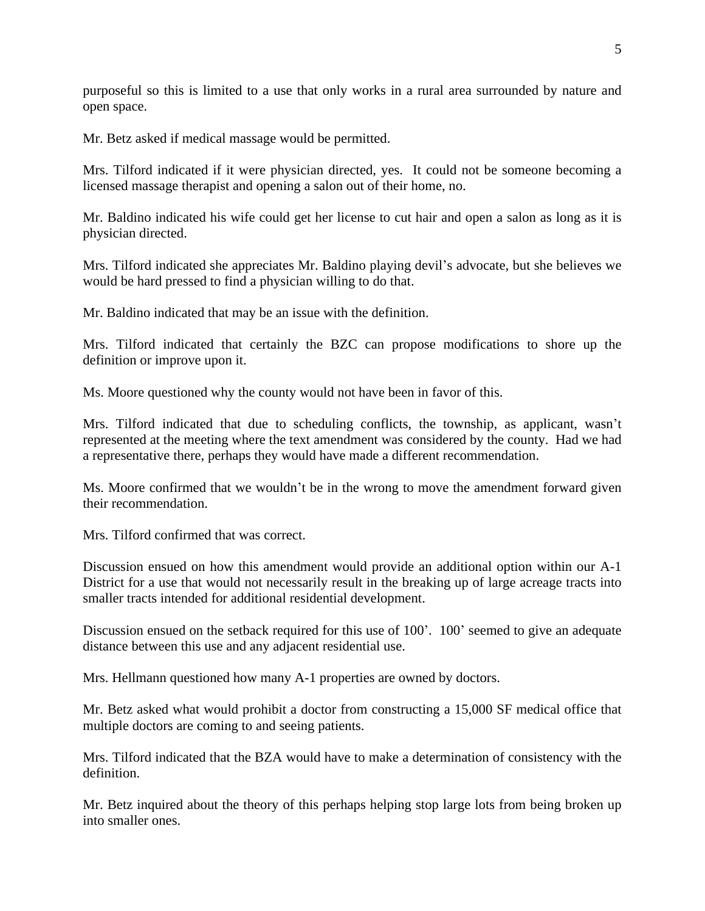purposeful so this is limited to a use that only works in a rural area surrounded by nature and open space.

Mr. Betz asked if medical massage would be permitted.

Mrs. Tilford indicated if it were physician directed, yes. It could not be someone becoming a licensed massage therapist and opening a salon out of their home, no.

Mr. Baldino indicated his wife could get her license to cut hair and open a salon as long as it is physician directed.

Mrs. Tilford indicated she appreciates Mr. Baldino playing devil's advocate, but she believes we would be hard pressed to find a physician willing to do that.

Mr. Baldino indicated that may be an issue with the definition.

Mrs. Tilford indicated that certainly the BZC can propose modifications to shore up the definition or improve upon it.

Ms. Moore questioned why the county would not have been in favor of this.

Mrs. Tilford indicated that due to scheduling conflicts, the township, as applicant, wasn't represented at the meeting where the text amendment was considered by the county. Had we had a representative there, perhaps they would have made a different recommendation.

Ms. Moore confirmed that we wouldn't be in the wrong to move the amendment forward given their recommendation.

Mrs. Tilford confirmed that was correct.

Discussion ensued on how this amendment would provide an additional option within our A-1 District for a use that would not necessarily result in the breaking up of large acreage tracts into smaller tracts intended for additional residential development.

Discussion ensued on the setback required for this use of 100'. 100' seemed to give an adequate distance between this use and any adjacent residential use.

Mrs. Hellmann questioned how many A-1 properties are owned by doctors.

Mr. Betz asked what would prohibit a doctor from constructing a 15,000 SF medical office that multiple doctors are coming to and seeing patients.

Mrs. Tilford indicated that the BZA would have to make a determination of consistency with the definition.

Mr. Betz inquired about the theory of this perhaps helping stop large lots from being broken up into smaller ones.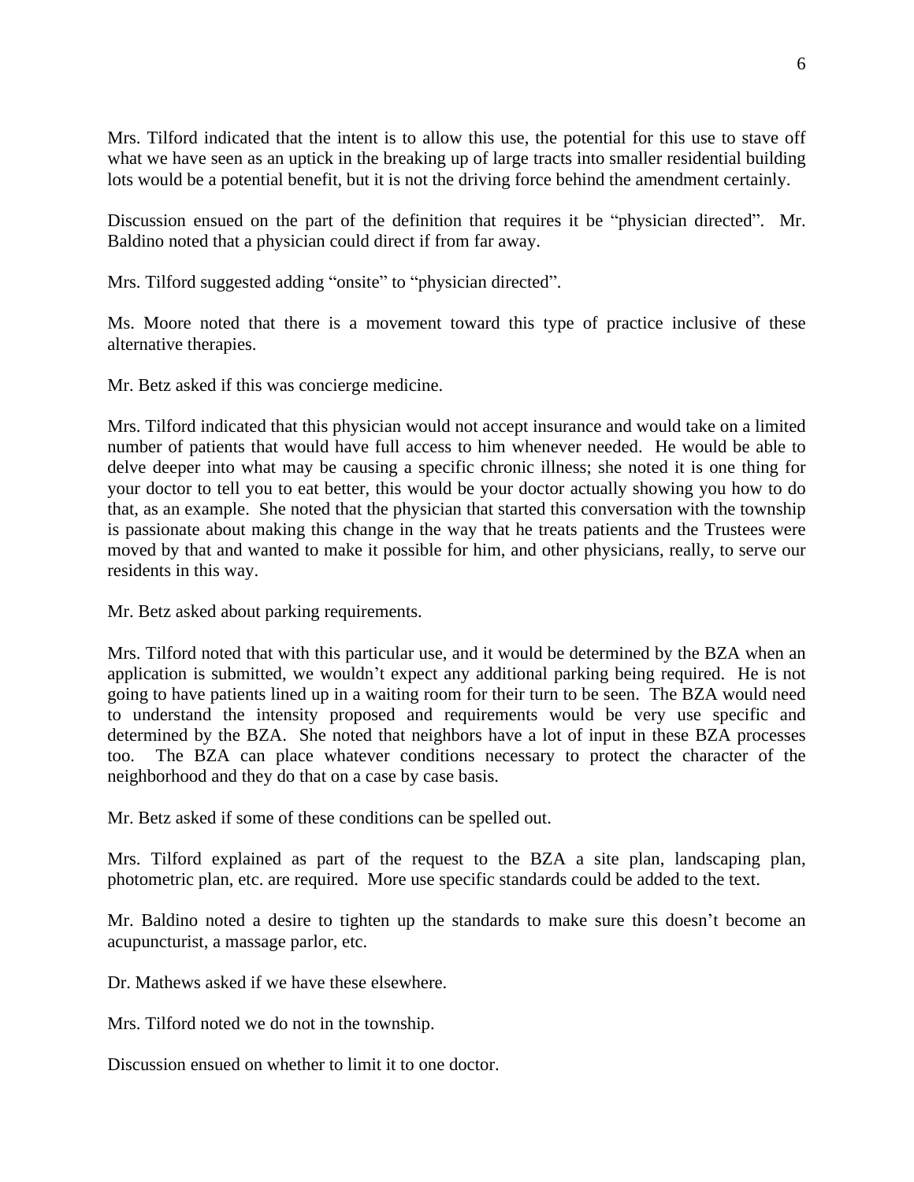Mrs. Tilford indicated that the intent is to allow this use, the potential for this use to stave off what we have seen as an uptick in the breaking up of large tracts into smaller residential building lots would be a potential benefit, but it is not the driving force behind the amendment certainly.

Discussion ensued on the part of the definition that requires it be "physician directed". Mr. Baldino noted that a physician could direct if from far away.

Mrs. Tilford suggested adding "onsite" to "physician directed".

Ms. Moore noted that there is a movement toward this type of practice inclusive of these alternative therapies.

Mr. Betz asked if this was concierge medicine.

Mrs. Tilford indicated that this physician would not accept insurance and would take on a limited number of patients that would have full access to him whenever needed. He would be able to delve deeper into what may be causing a specific chronic illness; she noted it is one thing for your doctor to tell you to eat better, this would be your doctor actually showing you how to do that, as an example. She noted that the physician that started this conversation with the township is passionate about making this change in the way that he treats patients and the Trustees were moved by that and wanted to make it possible for him, and other physicians, really, to serve our residents in this way.

Mr. Betz asked about parking requirements.

Mrs. Tilford noted that with this particular use, and it would be determined by the BZA when an application is submitted, we wouldn't expect any additional parking being required. He is not going to have patients lined up in a waiting room for their turn to be seen. The BZA would need to understand the intensity proposed and requirements would be very use specific and determined by the BZA. She noted that neighbors have a lot of input in these BZA processes too. The BZA can place whatever conditions necessary to protect the character of the neighborhood and they do that on a case by case basis.

Mr. Betz asked if some of these conditions can be spelled out.

Mrs. Tilford explained as part of the request to the BZA a site plan, landscaping plan, photometric plan, etc. are required. More use specific standards could be added to the text.

Mr. Baldino noted a desire to tighten up the standards to make sure this doesn't become an acupuncturist, a massage parlor, etc.

Dr. Mathews asked if we have these elsewhere.

Mrs. Tilford noted we do not in the township.

Discussion ensued on whether to limit it to one doctor.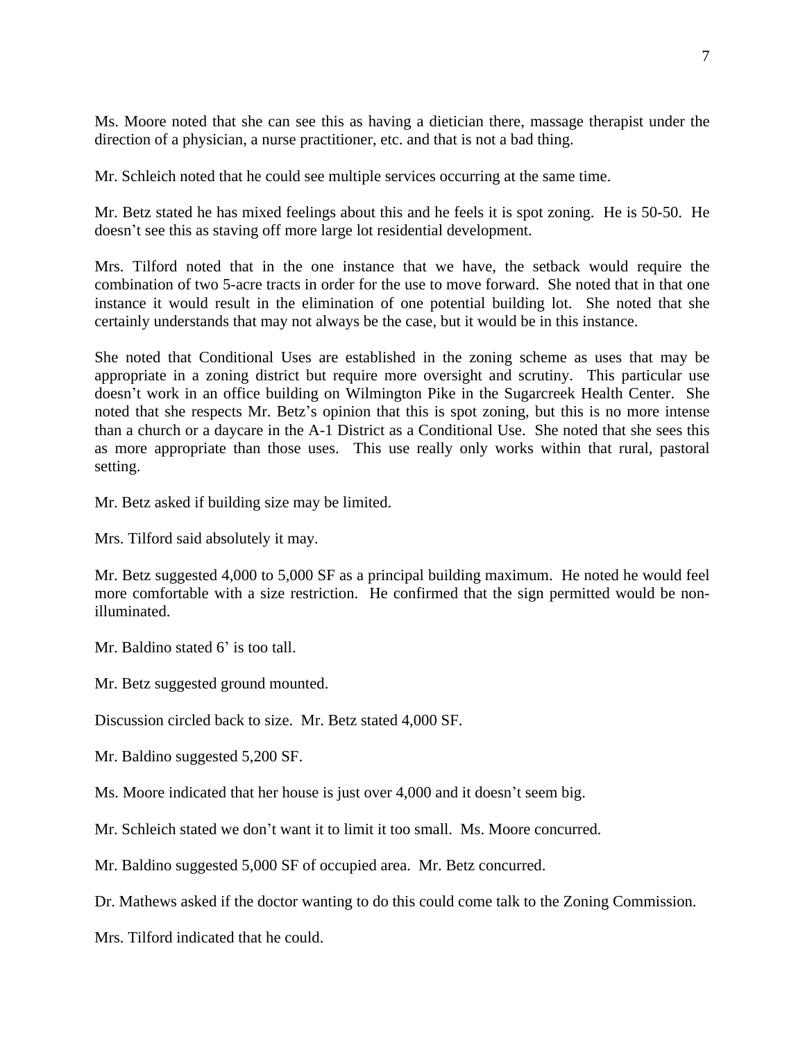Ms. Moore noted that she can see this as having a dietician there, massage therapist under the direction of a physician, a nurse practitioner, etc. and that is not a bad thing.

Mr. Schleich noted that he could see multiple services occurring at the same time.

Mr. Betz stated he has mixed feelings about this and he feels it is spot zoning. He is 50-50. He doesn't see this as staving off more large lot residential development.

Mrs. Tilford noted that in the one instance that we have, the setback would require the combination of two 5-acre tracts in order for the use to move forward. She noted that in that one instance it would result in the elimination of one potential building lot. She noted that she certainly understands that may not always be the case, but it would be in this instance.

She noted that Conditional Uses are established in the zoning scheme as uses that may be appropriate in a zoning district but require more oversight and scrutiny. This particular use doesn't work in an office building on Wilmington Pike in the Sugarcreek Health Center. She noted that she respects Mr. Betz's opinion that this is spot zoning, but this is no more intense than a church or a daycare in the A-1 District as a Conditional Use. She noted that she sees this as more appropriate than those uses. This use really only works within that rural, pastoral setting.

Mr. Betz asked if building size may be limited.

Mrs. Tilford said absolutely it may.

Mr. Betz suggested 4,000 to 5,000 SF as a principal building maximum. He noted he would feel more comfortable with a size restriction. He confirmed that the sign permitted would be non-illuminated.

Mr. Baldino stated 6' is too tall.

Mr. Betz suggested ground mounted.

Discussion circled back to size. Mr. Betz stated 4,000 SF.

Mr. Baldino suggested 5,200 SF.

Ms. Moore indicated that her house is just over 4,000 and it doesn't seem big.

Mr. Schleich stated we don't want it to limit it too small. Ms. Moore concurred.

Mr. Baldino suggested 5,000 SF of occupied area. Mr. Betz concurred.

Dr. Mathews asked if the doctor wanting to do this could come talk to the Zoning Commission.

Mrs. Tilford indicated that he could.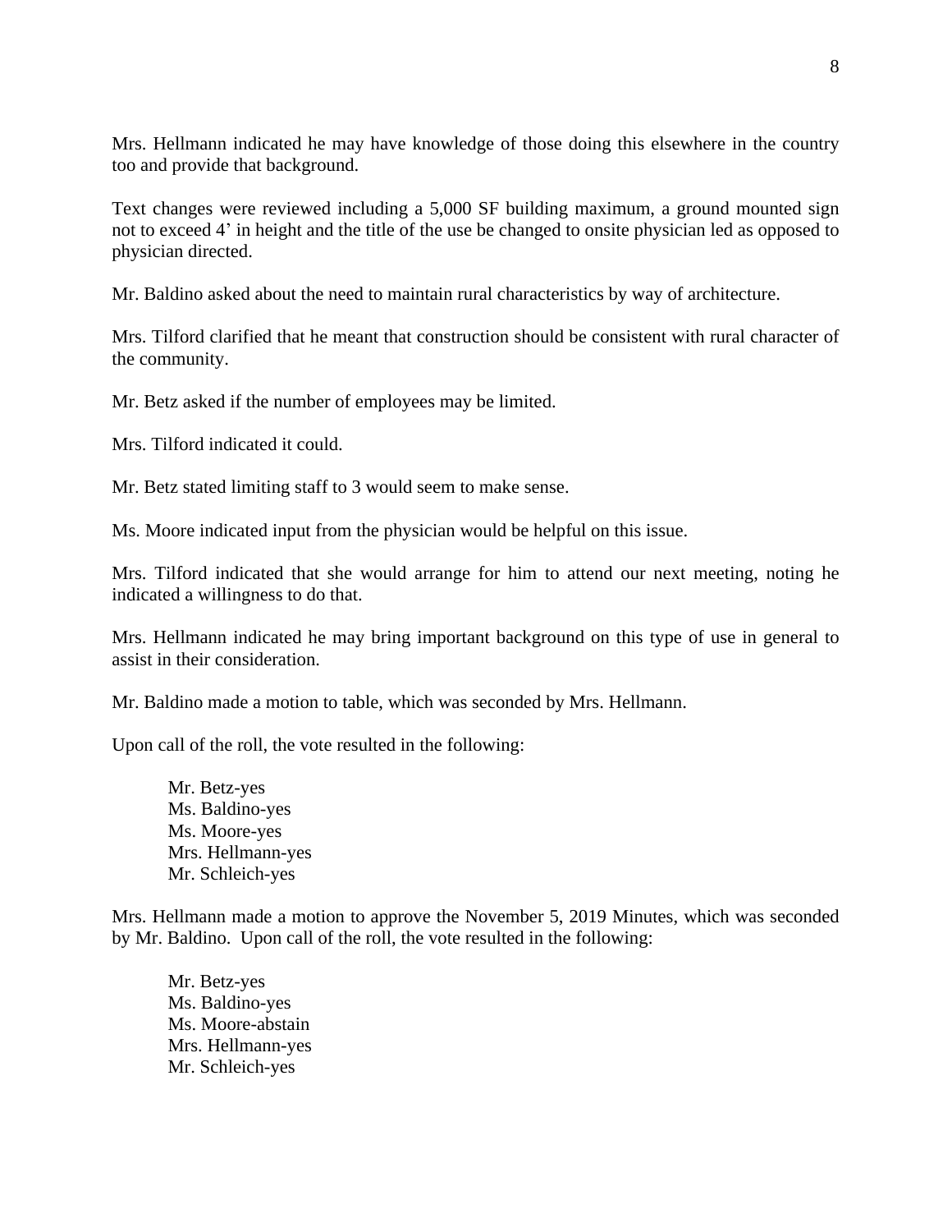Mrs. Hellmann indicated he may have knowledge of those doing this elsewhere in the country too and provide that background.

Text changes were reviewed including a 5,000 SF building maximum, a ground mounted sign not to exceed 4' in height and the title of the use be changed to onsite physician led as opposed to physician directed.

Mr. Baldino asked about the need to maintain rural characteristics by way of architecture.

Mrs. Tilford clarified that he meant that construction should be consistent with rural character of the community.

Mr. Betz asked if the number of employees may be limited.

Mrs. Tilford indicated it could.

Mr. Betz stated limiting staff to 3 would seem to make sense.

Ms. Moore indicated input from the physician would be helpful on this issue.

Mrs. Tilford indicated that she would arrange for him to attend our next meeting, noting he indicated a willingness to do that.

Mrs. Hellmann indicated he may bring important background on this type of use in general to assist in their consideration.

Mr. Baldino made a motion to table, which was seconded by Mrs. Hellmann.

Upon call of the roll, the vote resulted in the following:

Mr. Betz-yes
Ms. Baldino-yes
Ms. Moore-yes
Mrs. Hellmann-yes
Mr. Schleich-yes

Mrs. Hellmann made a motion to approve the November 5, 2019 Minutes, which was seconded by Mr. Baldino. Upon call of the roll, the vote resulted in the following:

Mr. Betz-yes
Ms. Baldino-yes
Ms. Moore-abstain
Mrs. Hellmann-yes
Mr. Schleich-yes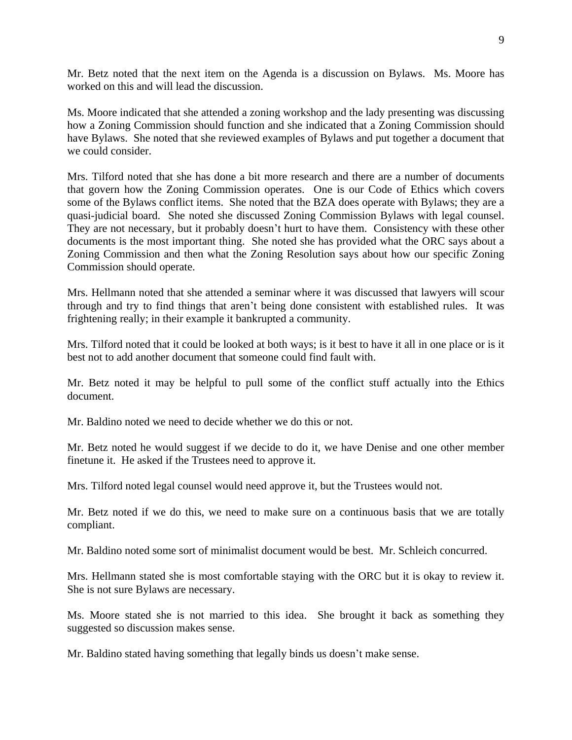Mr. Betz noted that the next item on the Agenda is a discussion on Bylaws. Ms. Moore has worked on this and will lead the discussion.

Ms. Moore indicated that she attended a zoning workshop and the lady presenting was discussing how a Zoning Commission should function and she indicated that a Zoning Commission should have Bylaws. She noted that she reviewed examples of Bylaws and put together a document that we could consider.

Mrs. Tilford noted that she has done a bit more research and there are a number of documents that govern how the Zoning Commission operates. One is our Code of Ethics which covers some of the Bylaws conflict items. She noted that the BZA does operate with Bylaws; they are a quasi-judicial board. She noted she discussed Zoning Commission Bylaws with legal counsel. They are not necessary, but it probably doesn't hurt to have them. Consistency with these other documents is the most important thing. She noted she has provided what the ORC says about a Zoning Commission and then what the Zoning Resolution says about how our specific Zoning Commission should operate.

Mrs. Hellmann noted that she attended a seminar where it was discussed that lawyers will scour through and try to find things that aren't being done consistent with established rules. It was frightening really; in their example it bankrupted a community.

Mrs. Tilford noted that it could be looked at both ways; is it best to have it all in one place or is it best not to add another document that someone could find fault with.

Mr. Betz noted it may be helpful to pull some of the conflict stuff actually into the Ethics document.

Mr. Baldino noted we need to decide whether we do this or not.

Mr. Betz noted he would suggest if we decide to do it, we have Denise and one other member finetune it. He asked if the Trustees need to approve it.

Mrs. Tilford noted legal counsel would need approve it, but the Trustees would not.

Mr. Betz noted if we do this, we need to make sure on a continuous basis that we are totally compliant.

Mr. Baldino noted some sort of minimalist document would be best. Mr. Schleich concurred.

Mrs. Hellmann stated she is most comfortable staying with the ORC but it is okay to review it. She is not sure Bylaws are necessary.

Ms. Moore stated she is not married to this idea. She brought it back as something they suggested so discussion makes sense.

Mr. Baldino stated having something that legally binds us doesn't make sense.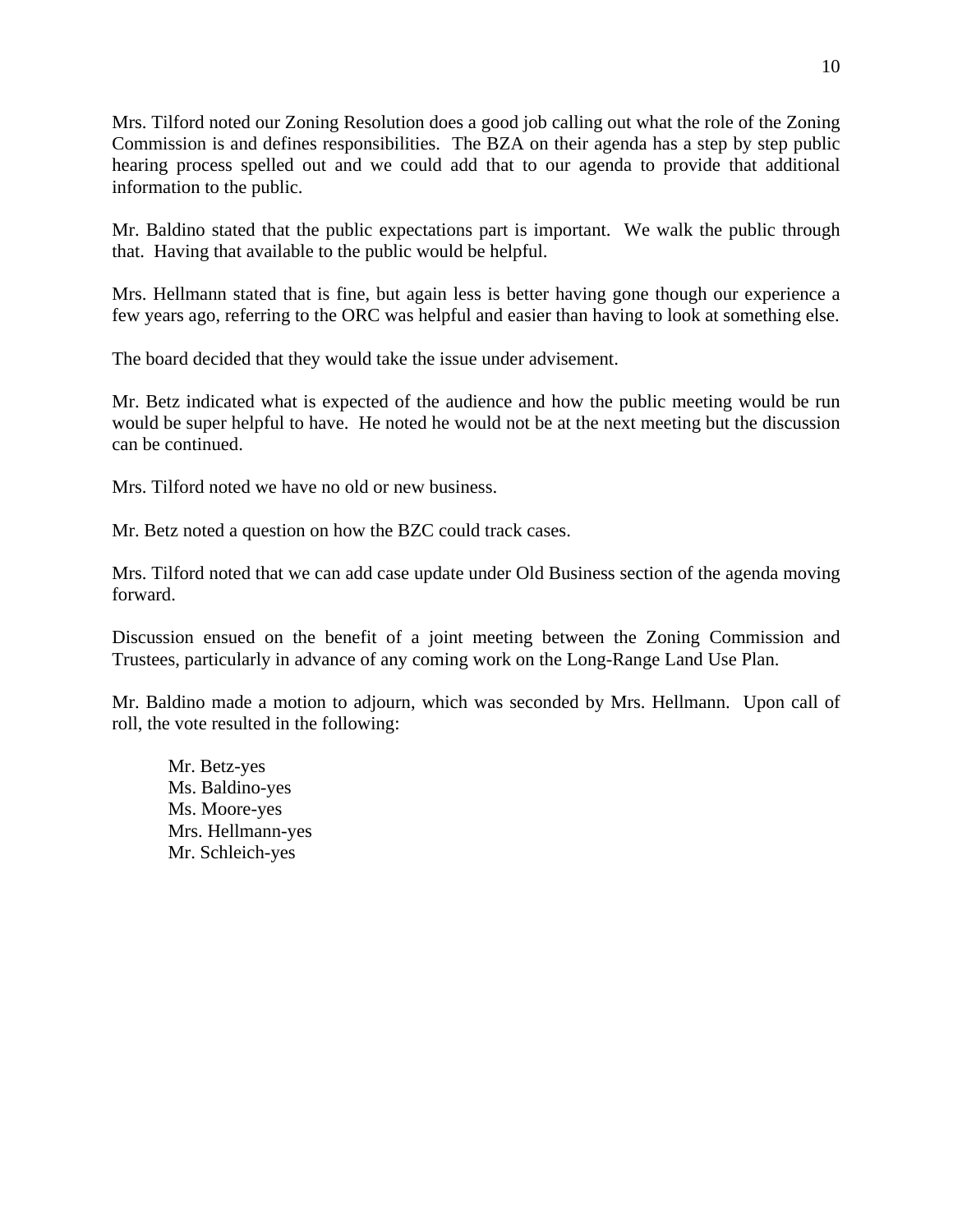Mrs. Tilford noted our Zoning Resolution does a good job calling out what the role of the Zoning Commission is and defines responsibilities. The BZA on their agenda has a step by step public hearing process spelled out and we could add that to our agenda to provide that additional information to the public.

Mr. Baldino stated that the public expectations part is important. We walk the public through that. Having that available to the public would be helpful.

Mrs. Hellmann stated that is fine, but again less is better having gone though our experience a few years ago, referring to the ORC was helpful and easier than having to look at something else.

The board decided that they would take the issue under advisement.

Mr. Betz indicated what is expected of the audience and how the public meeting would be run would be super helpful to have. He noted he would not be at the next meeting but the discussion can be continued.

Mrs. Tilford noted we have no old or new business.

Mr. Betz noted a question on how the BZC could track cases.

Mrs. Tilford noted that we can add case update under Old Business section of the agenda moving forward.

Discussion ensued on the benefit of a joint meeting between the Zoning Commission and Trustees, particularly in advance of any coming work on the Long-Range Land Use Plan.

Mr. Baldino made a motion to adjourn, which was seconded by Mrs. Hellmann. Upon call of roll, the vote resulted in the following:

Mr. Betz-yes
Ms. Baldino-yes
Ms. Moore-yes
Mrs. Hellmann-yes
Mr. Schleich-yes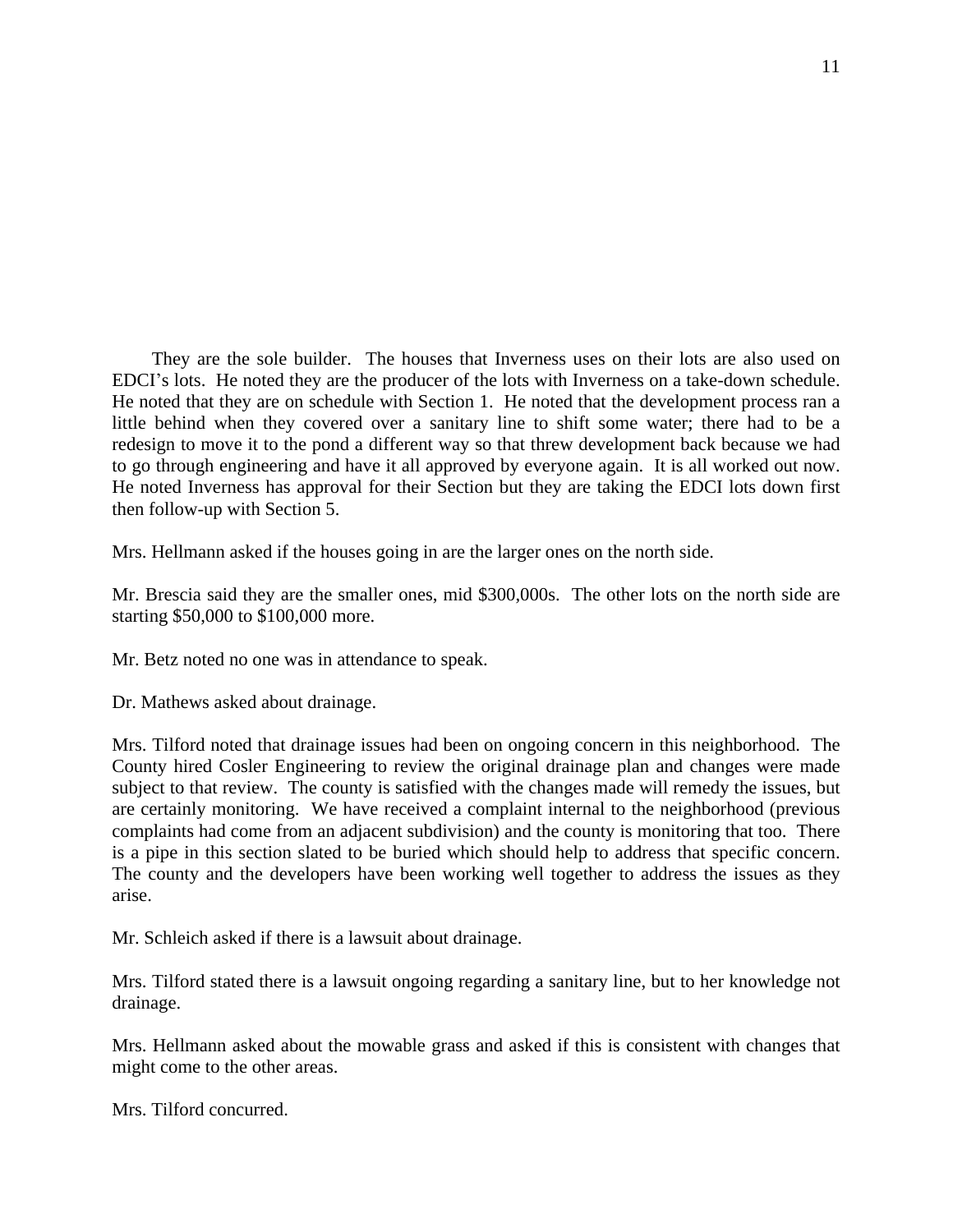They are the sole builder. The houses that Inverness uses on their lots are also used on EDCI's lots. He noted they are the producer of the lots with Inverness on a take-down schedule. He noted that they are on schedule with Section 1. He noted that the development process ran a little behind when they covered over a sanitary line to shift some water; there had to be a redesign to move it to the pond a different way so that threw development back because we had to go through engineering and have it all approved by everyone again. It is all worked out now. He noted Inverness has approval for their Section but they are taking the EDCI lots down first then follow-up with Section 5.

Mrs. Hellmann asked if the houses going in are the larger ones on the north side.

Mr. Brescia said they are the smaller ones, mid $300,000s. The other lots on the north side are starting $50,000 to $100,000 more.

Mr. Betz noted no one was in attendance to speak.

Dr. Mathews asked about drainage.

Mrs. Tilford noted that drainage issues had been on ongoing concern in this neighborhood. The County hired Cosler Engineering to review the original drainage plan and changes were made subject to that review. The county is satisfied with the changes made will remedy the issues, but are certainly monitoring. We have received a complaint internal to the neighborhood (previous complaints had come from an adjacent subdivision) and the county is monitoring that too. There is a pipe in this section slated to be buried which should help to address that specific concern. The county and the developers have been working well together to address the issues as they arise.

Mr. Schleich asked if there is a lawsuit about drainage.

Mrs. Tilford stated there is a lawsuit ongoing regarding a sanitary line, but to her knowledge not drainage.

Mrs. Hellmann asked about the mowable grass and asked if this is consistent with changes that might come to the other areas.

Mrs. Tilford concurred.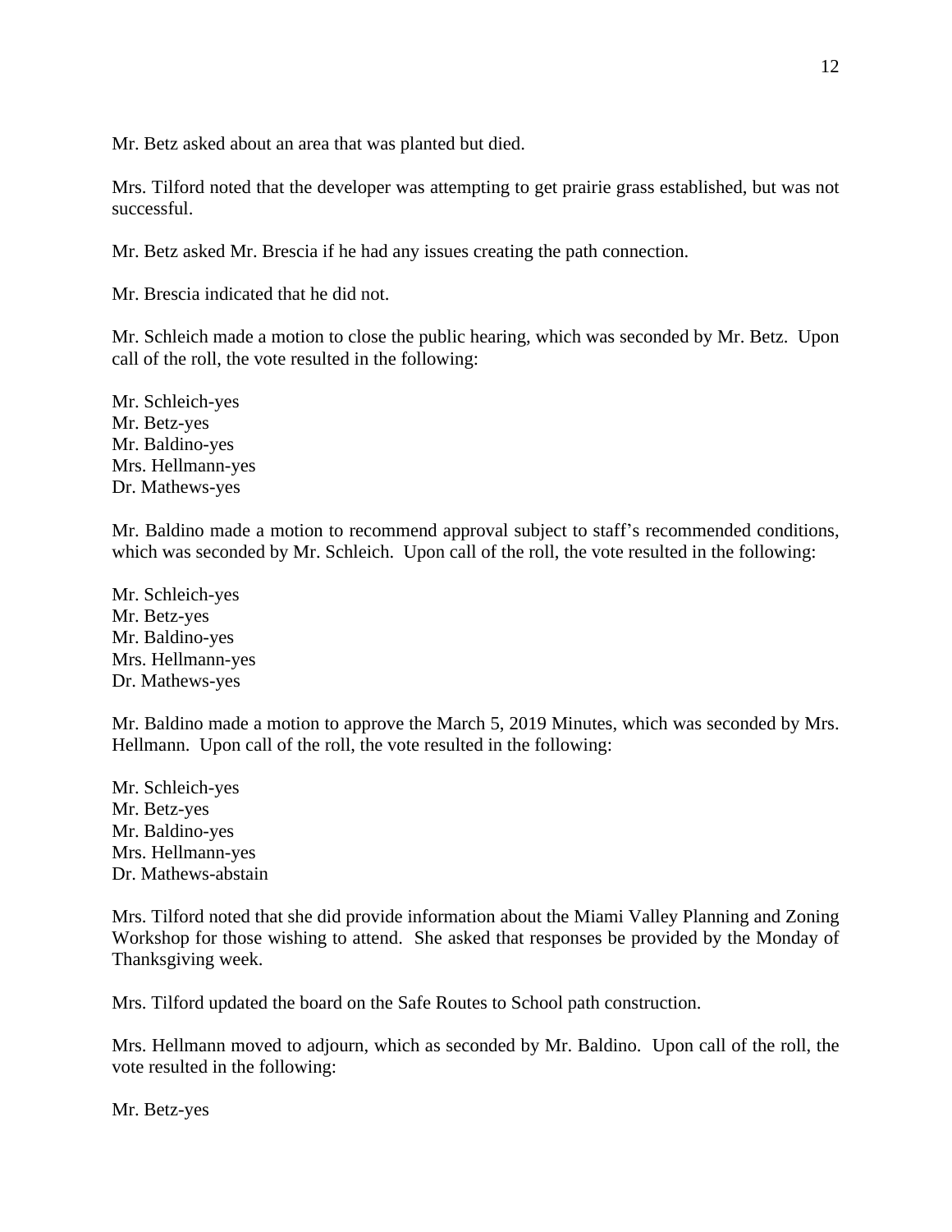Mr. Betz asked about an area that was planted but died.

Mrs. Tilford noted that the developer was attempting to get prairie grass established, but was not successful.

Mr. Betz asked Mr. Brescia if he had any issues creating the path connection.

Mr. Brescia indicated that he did not.

Mr. Schleich made a motion to close the public hearing, which was seconded by Mr. Betz. Upon call of the roll, the vote resulted in the following:

Mr. Schleich-yes
Mr. Betz-yes
Mr. Baldino-yes
Mrs. Hellmann-yes
Dr. Mathews-yes

Mr. Baldino made a motion to recommend approval subject to staff's recommended conditions, which was seconded by Mr. Schleich. Upon call of the roll, the vote resulted in the following:

Mr. Schleich-yes
Mr. Betz-yes
Mr. Baldino-yes
Mrs. Hellmann-yes
Dr. Mathews-yes

Mr. Baldino made a motion to approve the March 5, 2019 Minutes, which was seconded by Mrs. Hellmann. Upon call of the roll, the vote resulted in the following:

Mr. Schleich-yes
Mr. Betz-yes
Mr. Baldino-yes
Mrs. Hellmann-yes
Dr. Mathews-abstain

Mrs. Tilford noted that she did provide information about the Miami Valley Planning and Zoning Workshop for those wishing to attend. She asked that responses be provided by the Monday of Thanksgiving week.

Mrs. Tilford updated the board on the Safe Routes to School path construction.

Mrs. Hellmann moved to adjourn, which as seconded by Mr. Baldino. Upon call of the roll, the vote resulted in the following:

Mr. Betz-yes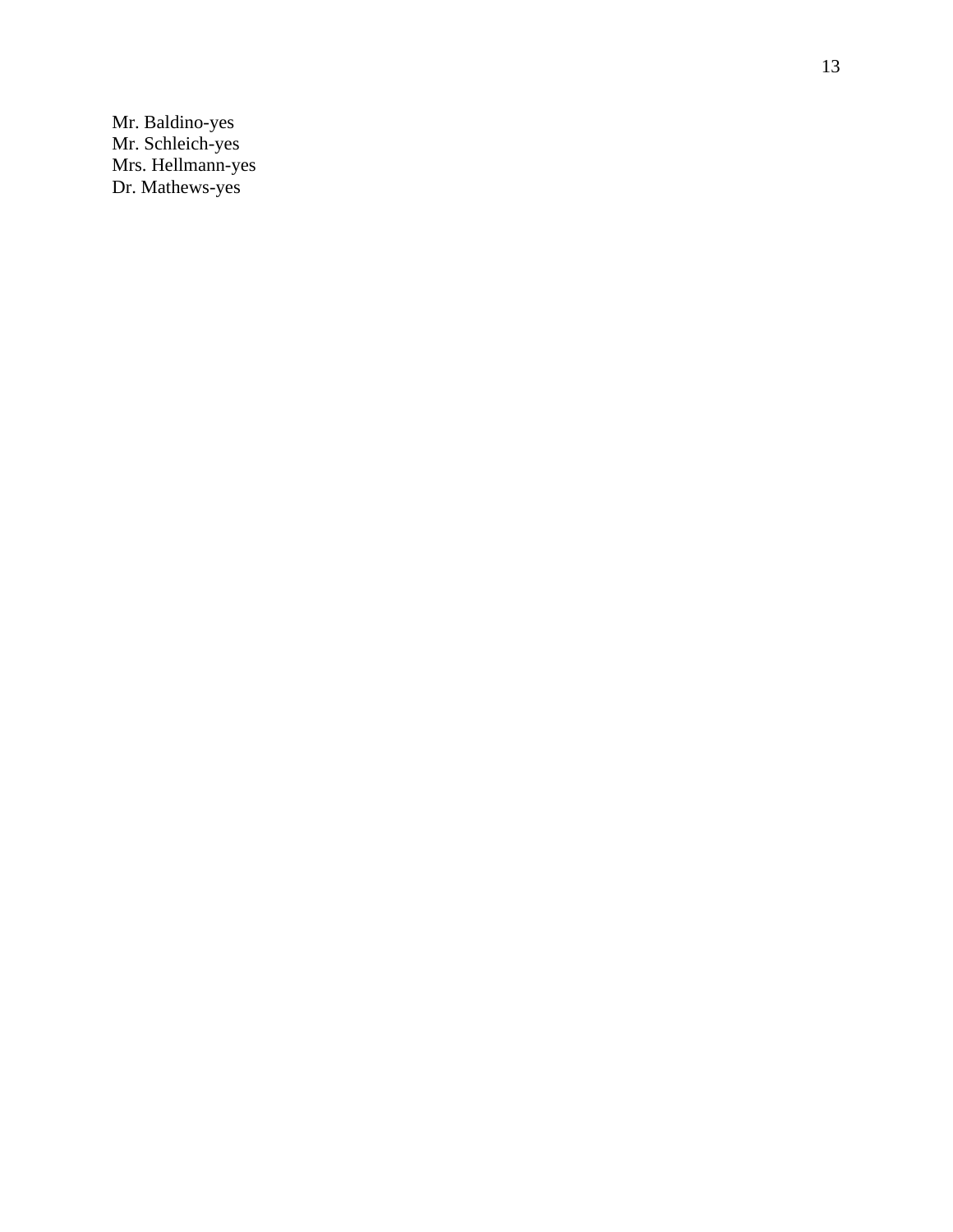Mr. Baldino-yes
Mr. Schleich-yes
Mrs. Hellmann-yes
Dr. Mathews-yes